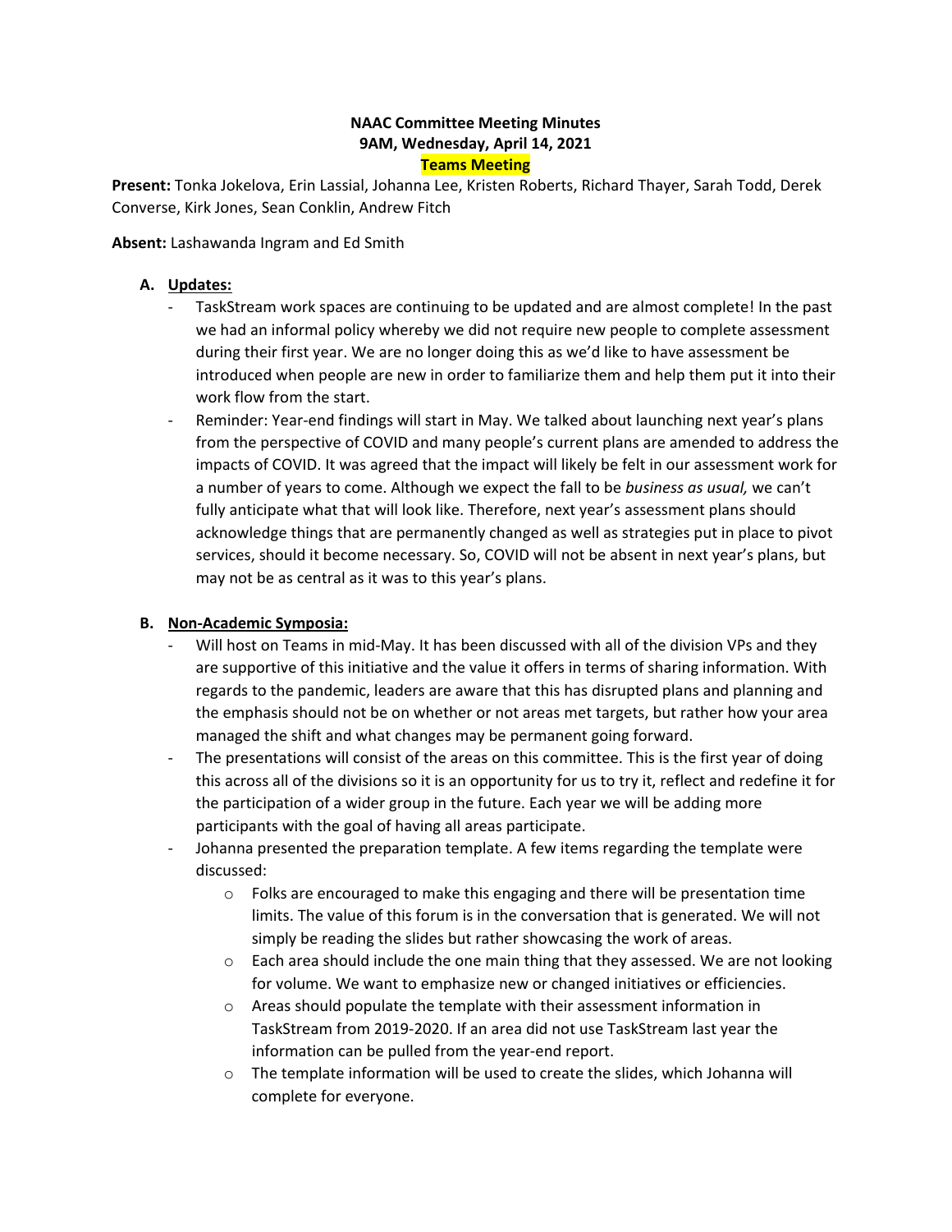**NAAC Committee Meeting Minutes**
**9AM, Wednesday, April 14, 2021**
**Teams Meeting**

**Present:** Tonka Jokelova, Erin Lassial, Johanna Lee, Kristen Roberts, Richard Thayer, Sarah Todd, Derek Converse, Kirk Jones, Sean Conklin, Andrew Fitch

**Absent:** Lashawanda Ingram and Ed Smith

**A. Updates:**

- TaskStream work spaces are continuing to be updated and are almost complete! In the past we had an informal policy whereby we did not require new people to complete assessment during their first year. We are no longer doing this as we'd like to have assessment be introduced when people are new in order to familiarize them and help them put it into their work flow from the start.
- Reminder: Year-end findings will start in May. We talked about launching next year's plans from the perspective of COVID and many people's current plans are amended to address the impacts of COVID. It was agreed that the impact will likely be felt in our assessment work for a number of years to come. Although we expect the fall to be *business as usual,* we can't fully anticipate what that will look like. Therefore, next year's assessment plans should acknowledge things that are permanently changed as well as strategies put in place to pivot services, should it become necessary. So, COVID will not be absent in next year's plans, but may not be as central as it was to this year's plans.

**B. Non-Academic Symposia:**

- Will host on Teams in mid-May. It has been discussed with all of the division VPs and they are supportive of this initiative and the value it offers in terms of sharing information. With regards to the pandemic, leaders are aware that this has disrupted plans and planning and the emphasis should not be on whether or not areas met targets, but rather how your area managed the shift and what changes may be permanent going forward.
- The presentations will consist of the areas on this committee. This is the first year of doing this across all of the divisions so it is an opportunity for us to try it, reflect and redefine it for the participation of a wider group in the future. Each year we will be adding more participants with the goal of having all areas participate.
- Johanna presented the preparation template. A few items regarding the template were discussed:
  - Folks are encouraged to make this engaging and there will be presentation time limits. The value of this forum is in the conversation that is generated. We will not simply be reading the slides but rather showcasing the work of areas.
  - Each area should include the one main thing that they assessed. We are not looking for volume. We want to emphasize new or changed initiatives or efficiencies.
  - Areas should populate the template with their assessment information in TaskStream from 2019-2020. If an area did not use TaskStream last year the information can be pulled from the year-end report.
  - The template information will be used to create the slides, which Johanna will complete for everyone.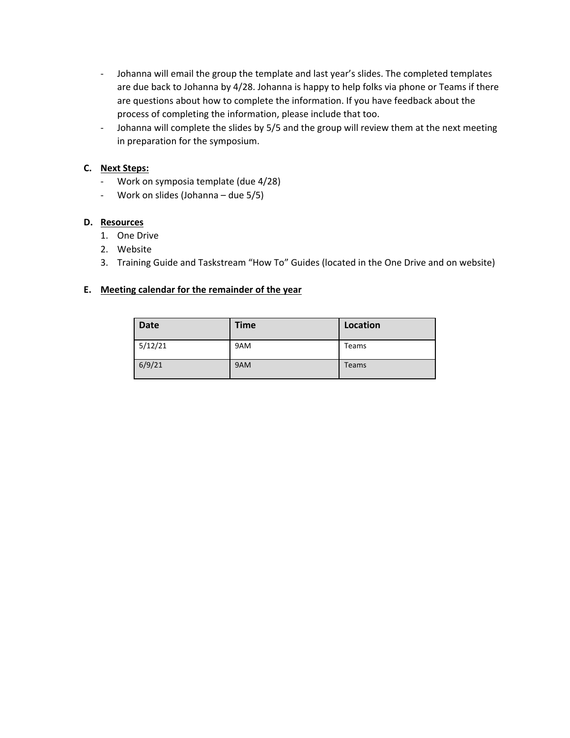- Johanna will email the group the template and last year's slides. The completed templates are due back to Johanna by 4/28. Johanna is happy to help folks via phone or Teams if there are questions about how to complete the information. If you have feedback about the process of completing the information, please include that too.
- Johanna will complete the slides by 5/5 and the group will review them at the next meeting in preparation for the symposium.

**C. Next Steps:**

- Work on symposia template (due 4/28)
- Work on slides (Johanna – due 5/5)

**D. Resources**

1. One Drive
2. Website
3. Training Guide and Taskstream "How To" Guides (located in the One Drive and on website)

**E. Meeting calendar for the remainder of the year**

| Date | Time | Location |
|---|---|---|
| 5/12/21 | 9AM | Teams |
| 6/9/21 | 9AM | Teams |